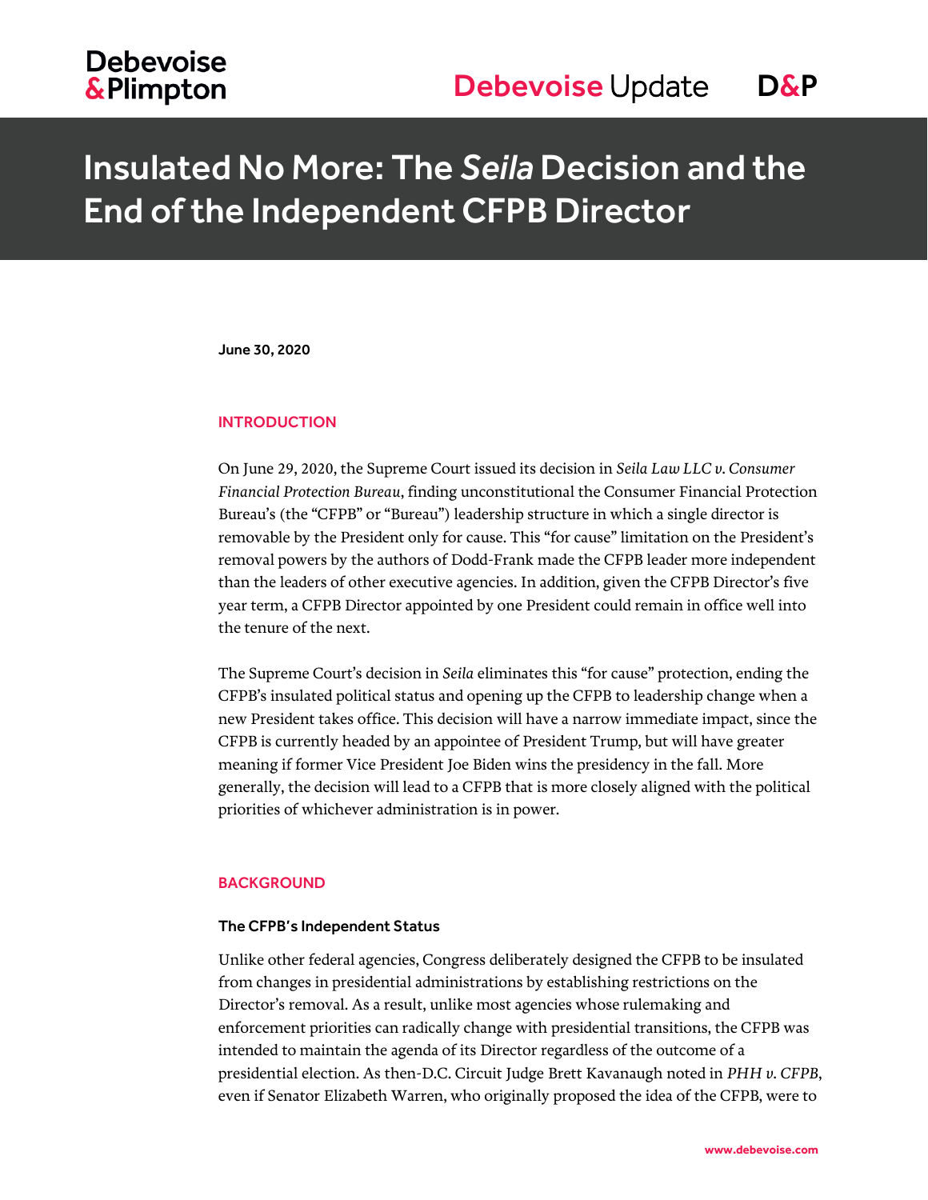# Insulated No More: The *Seila* Decision and the End of the Independent CFPB Director

June 30, 2020

## INTRODUCTION

On June 29, 2020, the Supreme Court issued its decision in *Seila Law LLC v. Consumer Financial Protection Bureau*, finding unconstitutional the Consumer Financial Protection Bureau's (the "CFPB" or "Bureau") leadership structure in which a single director is removable by the President only for cause. This "for cause" limitation on the President's removal powers by the authors of Dodd-Frank made the CFPB leader more independent than the leaders of other executive agencies. In addition, given the CFPB Director's five year term, a CFPB Director appointed by one President could remain in office well into the tenure of the next.

The Supreme Court's decision in *Seila* eliminates this "for cause" protection, ending the CFPB's insulated political status and opening up the CFPB to leadership change when a new President takes office. This decision will have a narrow immediate impact, since the CFPB is currently headed by an appointee of President Trump, but will have greater meaning if former Vice President Joe Biden wins the presidency in the fall. More generally, the decision will lead to a CFPB that is more closely aligned with the political priorities of whichever administration is in power.

## BACKGROUND

### The CFPB's Independent Status

Unlike other federal agencies, Congress deliberately designed the CFPB to be insulated from changes in presidential administrations by establishing restrictions on the Director's removal. As a result, unlike most agencies whose rulemaking and enforcement priorities can radically change with presidential transitions, the CFPB was intended to maintain the agenda of its Director regardless of the outcome of a presidential election. As then-D.C. Circuit Judge Brett Kavanaugh noted in *PHH v. CFPB*, even if Senator Elizabeth Warren, who originally proposed the idea of the CFPB, were to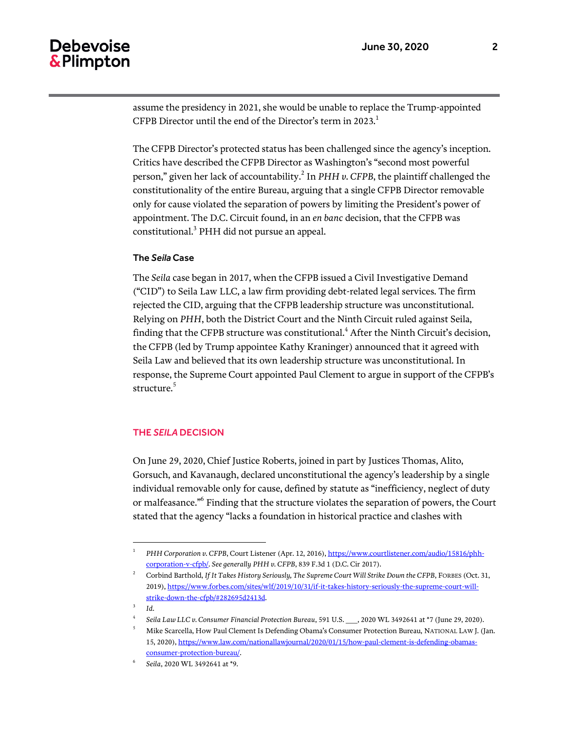assume the presidency in 2021, she would be unable to replace the Trump-appointed CFPB Director until the end of the Director's term in 2023.[1]

The CFPB Director's protected status has been challenged since the agency's inception. Critics have described the CFPB Director as Washington's "second most powerful person," given her lack of accountability.[2] In *PHH v. CFPB*, the plaintiff challenged the constitutionality of the entire Bureau, arguing that a single CFPB Director removable only for cause violated the separation of powers by limiting the President's power of appointment. The D.C. Circuit found, in an *en banc* decision, that the CFPB was constitutional.[3] PHH did not pursue an appeal.

### The *Seila* Case

The *Seila* case began in 2017, when the CFPB issued a Civil Investigative Demand ("CID") to Seila Law LLC, a law firm providing debt-related legal services. The firm rejected the CID, arguing that the CFPB leadership structure was unconstitutional. Relying on *PHH*, both the District Court and the Ninth Circuit ruled against Seila, finding that the CFPB structure was constitutional.[4] After the Ninth Circuit's decision, the CFPB (led by Trump appointee Kathy Kraninger) announced that it agreed with Seila Law and believed that its own leadership structure was unconstitutional. In response, the Supreme Court appointed Paul Clement to argue in support of the CFPB's structure.[5]

## THE *SEILA* DECISION

On June 29, 2020, Chief Justice Roberts, joined in part by Justices Thomas, Alito, Gorsuch, and Kavanaugh, declared unconstitutional the agency's leadership by a single individual removable only for cause, defined by statute as "inefficiency, neglect of duty or malfeasance."[6] Finding that the structure violates the separation of powers, the Court stated that the agency "lacks a foundation in historical practice and clashes with

---

[1] *PHH Corporation v. CFPB*, Court Listener (Apr. 12, 2016), https://www.courtlistener.com/audio/15816/phh-corporation-v-cfpb/. *See generally PHH v. CFPB*, 839 F.3d 1 (D.C. Cir 2017).

[2] Corbind Barthold, *If It Takes History Seriously, The Supreme Court Will Strike Down the CFPB*, FORBES (Oct. 31, 2019), https://www.forbes.com/sites/wlf/2019/10/31/if-it-takes-history-seriously-the-supreme-court-will-strike-down-the-cfpb/#282695d2413d.

[3] *Id.*

[4] *Seila Law LLC v. Consumer Financial Protection Bureau*, 591 U.S. ___, 2020 WL 3492641 at *7 (June 29, 2020).

[5] Mike Scarcella, How Paul Clement Is Defending Obama's Consumer Protection Bureau, NATIONAL LAW J. (Jan. 15, 2020), https://www.law.com/nationallawjournal/2020/01/15/how-paul-clement-is-defending-obamas-consumer-protection-bureau/.

[6] *Seila*, 2020 WL 3492641 at *9.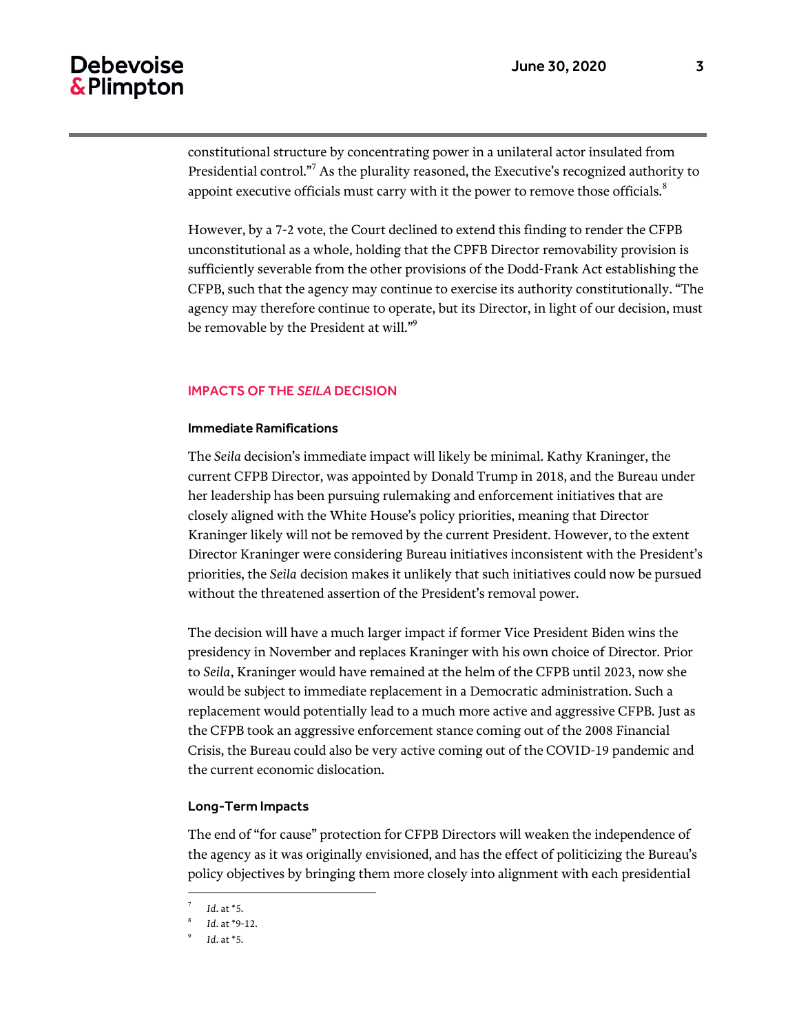constitutional structure by concentrating power in a unilateral actor insulated from Presidential control."[7] As the plurality reasoned, the Executive's recognized authority to appoint executive officials must carry with it the power to remove those officials.[8]

However, by a 7-2 vote, the Court declined to extend this finding to render the CFPB unconstitutional as a whole, holding that the CPFB Director removability provision is sufficiently severable from the other provisions of the Dodd-Frank Act establishing the CFPB, such that the agency may continue to exercise its authority constitutionally. "The agency may therefore continue to operate, but its Director, in light of our decision, must be removable by the President at will."[9]

## IMPACTS OF THE *SEILA* DECISION

### Immediate Ramifications

The *Seila* decision's immediate impact will likely be minimal. Kathy Kraninger, the current CFPB Director, was appointed by Donald Trump in 2018, and the Bureau under her leadership has been pursuing rulemaking and enforcement initiatives that are closely aligned with the White House's policy priorities, meaning that Director Kraninger likely will not be removed by the current President. However, to the extent Director Kraninger were considering Bureau initiatives inconsistent with the President's priorities, the *Seila* decision makes it unlikely that such initiatives could now be pursued without the threatened assertion of the President's removal power.

The decision will have a much larger impact if former Vice President Biden wins the presidency in November and replaces Kraninger with his own choice of Director. Prior to *Seila*, Kraninger would have remained at the helm of the CFPB until 2023, now she would be subject to immediate replacement in a Democratic administration. Such a replacement would potentially lead to a much more active and aggressive CFPB. Just as the CFPB took an aggressive enforcement stance coming out of the 2008 Financial Crisis, the Bureau could also be very active coming out of the COVID-19 pandemic and the current economic dislocation.

### Long-Term Impacts

The end of "for cause" protection for CFPB Directors will weaken the independence of the agency as it was originally envisioned, and has the effect of politicizing the Bureau's policy objectives by bringing them more closely into alignment with each presidential

---

[7] *Id*. at *5.

[8] *Id*. at *9-12.

[9] *Id*. at *5.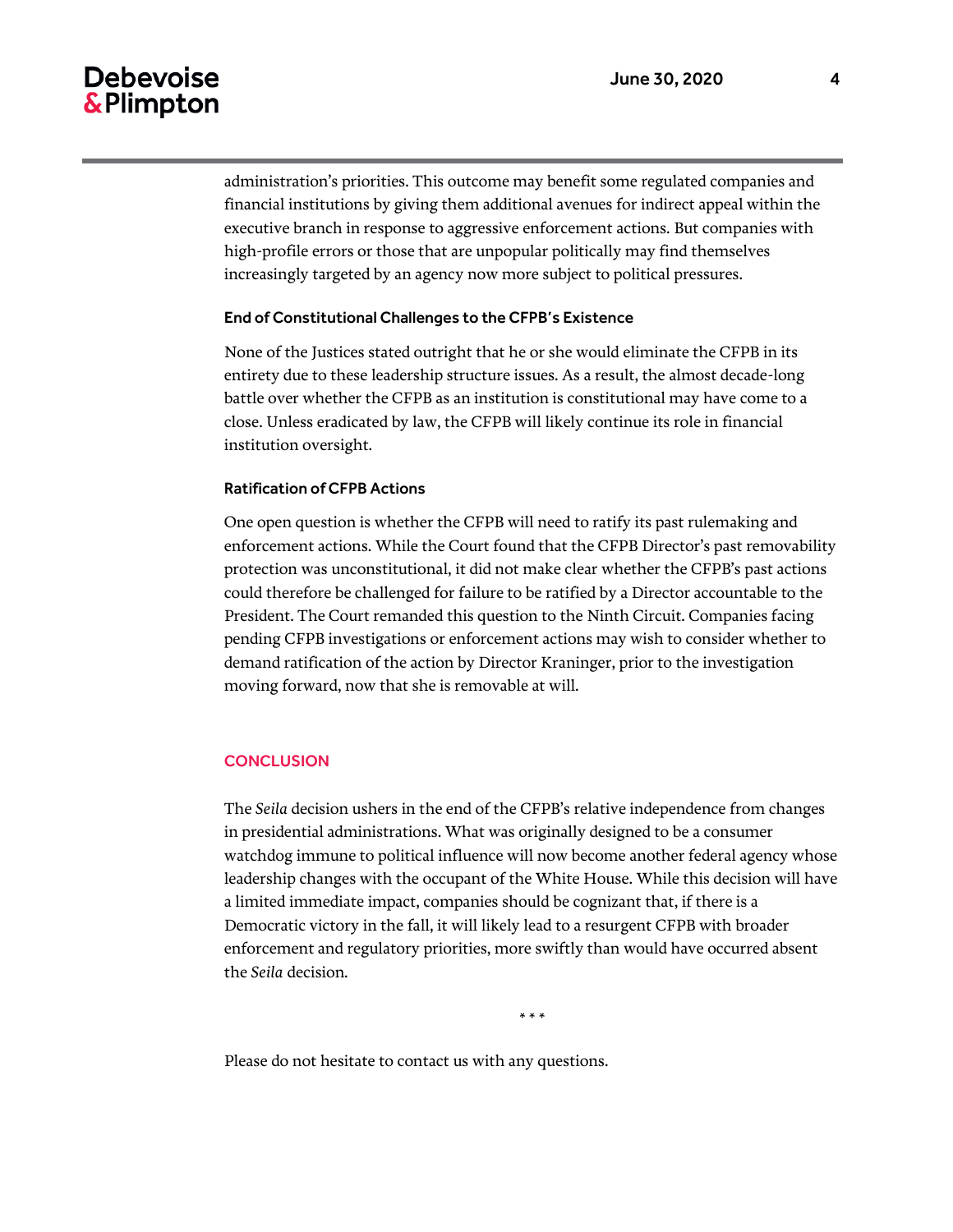administration's priorities. This outcome may benefit some regulated companies and financial institutions by giving them additional avenues for indirect appeal within the executive branch in response to aggressive enforcement actions. But companies with high-profile errors or those that are unpopular politically may find themselves increasingly targeted by an agency now more subject to political pressures.

### End of Constitutional Challenges to the CFPB's Existence

None of the Justices stated outright that he or she would eliminate the CFPB in its entirety due to these leadership structure issues. As a result, the almost decade-long battle over whether the CFPB as an institution is constitutional may have come to a close. Unless eradicated by law, the CFPB will likely continue its role in financial institution oversight.

### Ratification of CFPB Actions

One open question is whether the CFPB will need to ratify its past rulemaking and enforcement actions. While the Court found that the CFPB Director's past removability protection was unconstitutional, it did not make clear whether the CFPB's past actions could therefore be challenged for failure to be ratified by a Director accountable to the President. The Court remanded this question to the Ninth Circuit. Companies facing pending CFPB investigations or enforcement actions may wish to consider whether to demand ratification of the action by Director Kraninger, prior to the investigation moving forward, now that she is removable at will.

## CONCLUSION

The *Seila* decision ushers in the end of the CFPB's relative independence from changes in presidential administrations. What was originally designed to be a consumer watchdog immune to political influence will now become another federal agency whose leadership changes with the occupant of the White House. While this decision will have a limited immediate impact, companies should be cognizant that, if there is a Democratic victory in the fall, it will likely lead to a resurgent CFPB with broader enforcement and regulatory priorities, more swiftly than would have occurred absent the *Seila* decision.

\* \* \*

Please do not hesitate to contact us with any questions.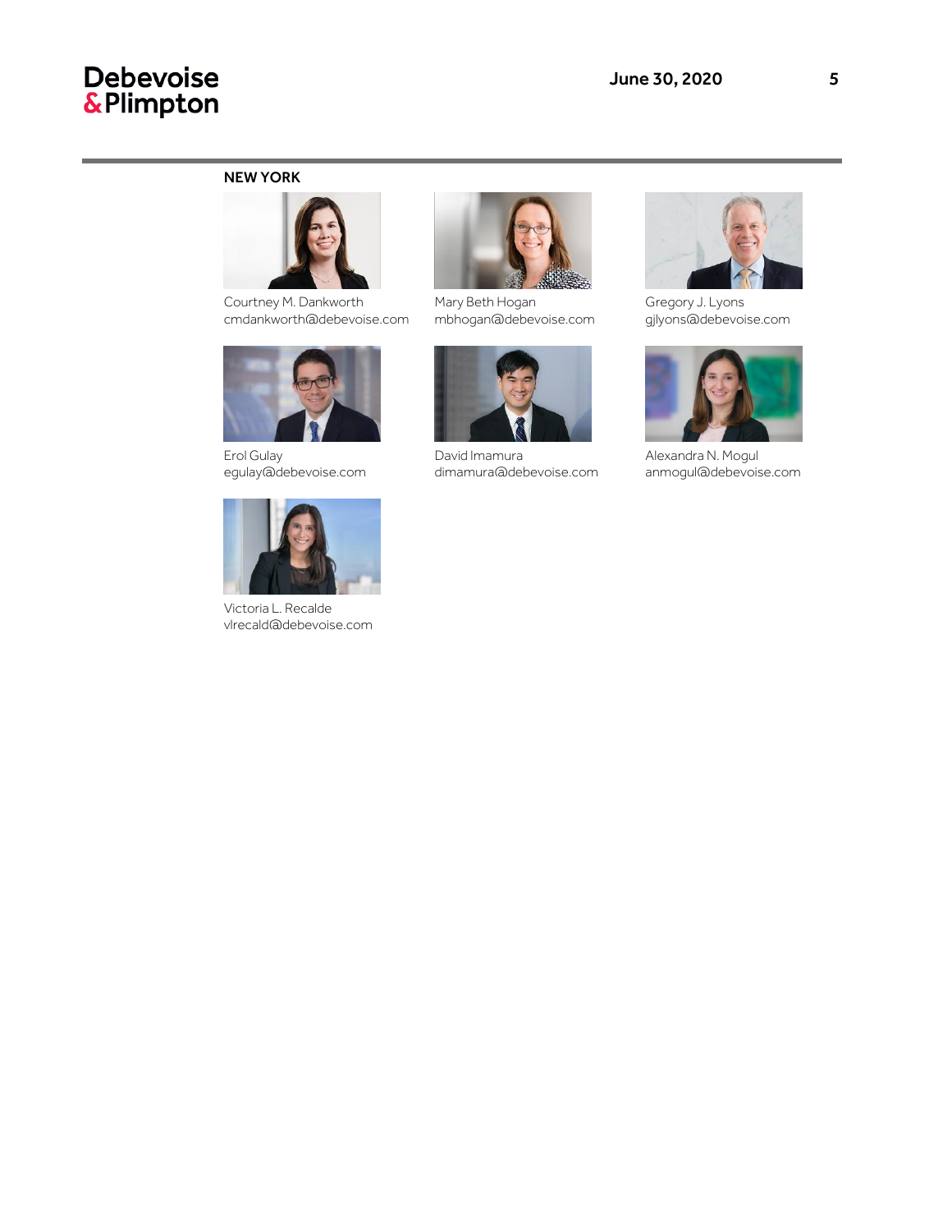## NEW YORK

Courtney M. Dankworth
cmdankworth@debevoise.com

Mary Beth Hogan
mbhogan@debevoise.com

Gregory J. Lyons
gjlyons@debevoise.com

Erol Gulay
egulay@debevoise.com

David Imamura
dimamura@debevoise.com

Alexandra N. Mogul
anmogul@debevoise.com

Victoria L. Recalde
vlrecald@debevoise.com